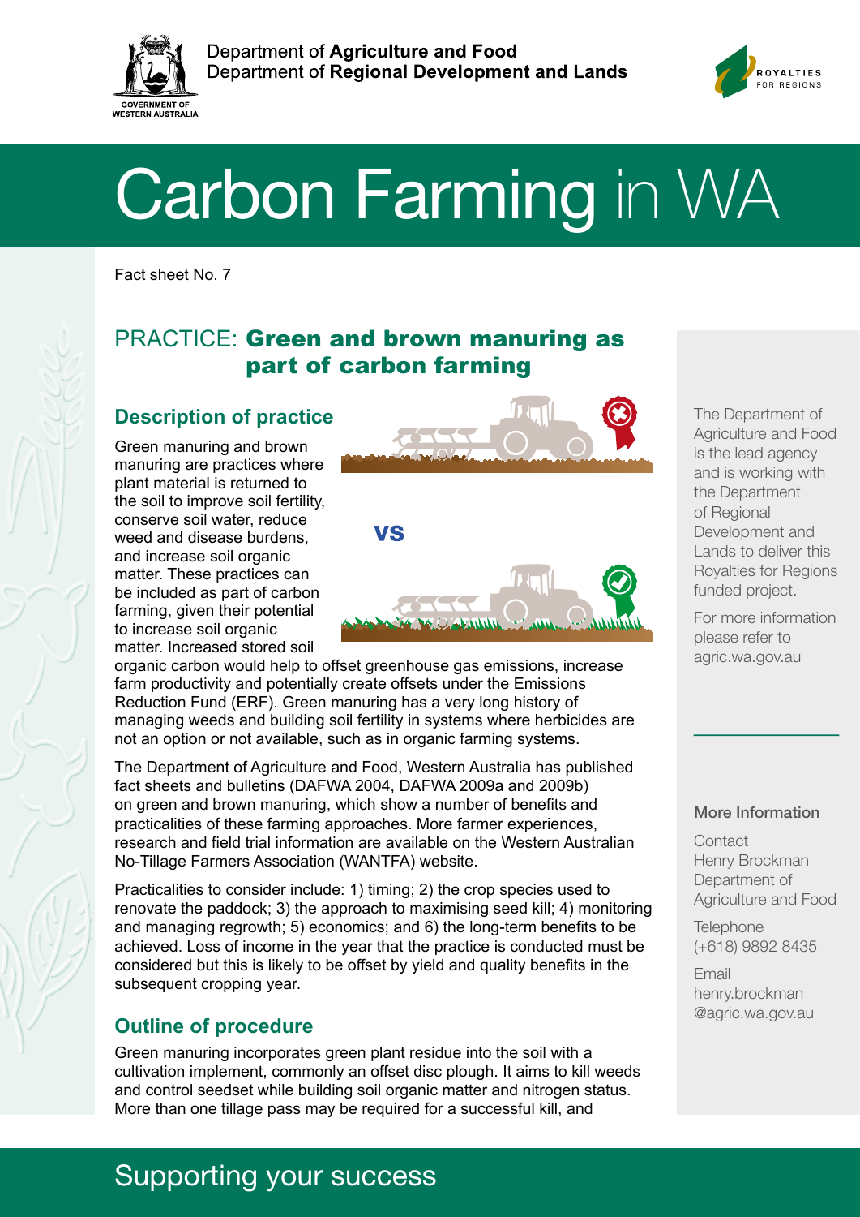Department of **Agriculture and Food**
Department of **Regional Development and Lands**

# Carbon Farming in WA

Fact sheet No. 7

## PRACTICE: **Green and brown manuring as part of carbon farming**

### Description of practice

Green manuring and brown manuring are practices where plant material is returned to the soil to improve soil fertility, conserve soil water, reduce weed and disease burdens, and increase soil organic matter. These practices can be included as part of carbon farming, given their potential to increase soil organic matter. Increased stored soil organic carbon would help to offset greenhouse gas emissions, increase farm productivity and potentially create offsets under the Emissions Reduction Fund (ERF). Green manuring has a very long history of managing weeds and building soil fertility in systems where herbicides are not an option or not available, such as in organic farming systems.

The Department of Agriculture and Food, Western Australia has published fact sheets and bulletins (DAFWA 2004, DAFWA 2009a and 2009b) on green and brown manuring, which show a number of benefits and practicalities of these farming approaches. More farmer experiences, research and field trial information are available on the Western Australian No-Tillage Farmers Association (WANTFA) website.

Practicalities to consider include: 1) timing; 2) the crop species used to renovate the paddock; 3) the approach to maximising seed kill; 4) monitoring and managing regrowth; 5) economics; and 6) the long-term benefits to be achieved. Loss of income in the year that the practice is conducted must be considered but this is likely to be offset by yield and quality benefits in the subsequent cropping year.

### Outline of procedure

Green manuring incorporates green plant residue into the soil with a cultivation implement, commonly an offset disc plough. It aims to kill weeds and control seedset while building soil organic matter and nitrogen status. More than one tillage pass may be required for a successful kill, and

The Department of Agriculture and Food is the lead agency and is working with the Department of Regional Development and Lands to deliver this Royalties for Regions funded project.

For more information please refer to agric.wa.gov.au

**More Information**

Contact
Henry Brockman
Department of Agriculture and Food

Telephone
(+618) 9892 8435

Email
henry.brockman@agric.wa.gov.au

Supporting your success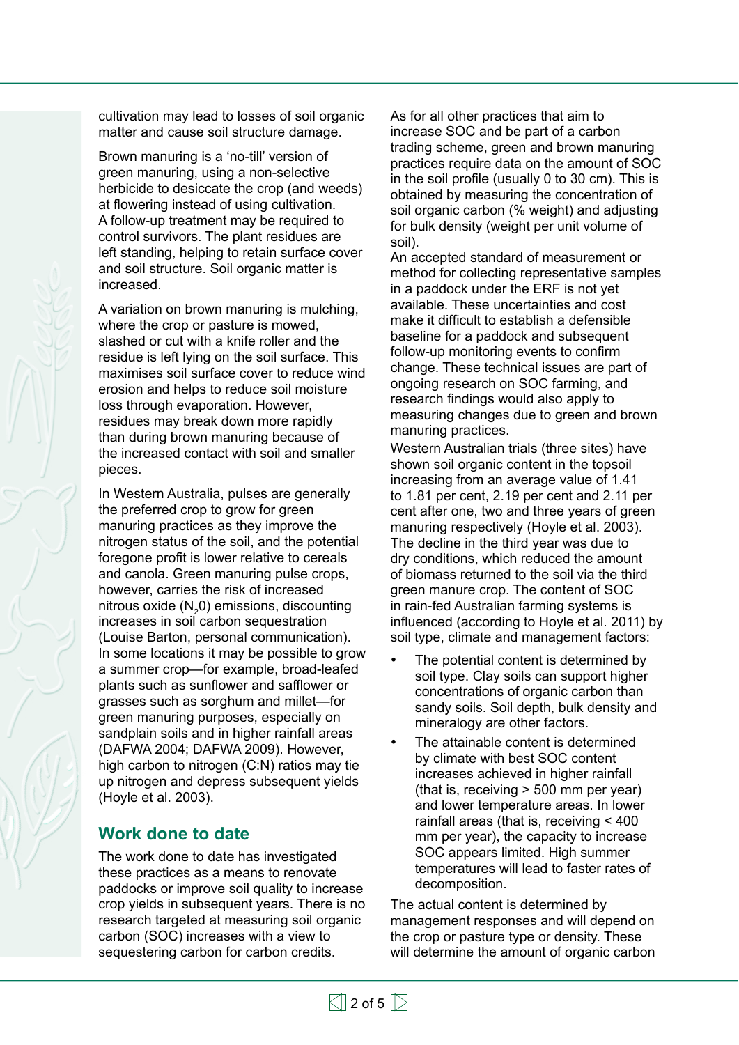cultivation may lead to losses of soil organic matter and cause soil structure damage.

Brown manuring is a 'no-till' version of green manuring, using a non-selective herbicide to desiccate the crop (and weeds) at flowering instead of using cultivation. A follow-up treatment may be required to control survivors. The plant residues are left standing, helping to retain surface cover and soil structure. Soil organic matter is increased.

A variation on brown manuring is mulching, where the crop or pasture is mowed, slashed or cut with a knife roller and the residue is left lying on the soil surface. This maximises soil surface cover to reduce wind erosion and helps to reduce soil moisture loss through evaporation. However, residues may break down more rapidly than during brown manuring because of the increased contact with soil and smaller pieces.

In Western Australia, pulses are generally the preferred crop to grow for green manuring practices as they improve the nitrogen status of the soil, and the potential foregone profit is lower relative to cereals and canola. Green manuring pulse crops, however, carries the risk of increased nitrous oxide ($N_2O$) emissions, discounting increases in soil carbon sequestration (Louise Barton, personal communication). In some locations it may be possible to grow a summer crop—for example, broad-leafed plants such as sunflower and safflower or grasses such as sorghum and millet—for green manuring purposes, especially on sandplain soils and in higher rainfall areas (DAFWA 2004; DAFWA 2009). However, high carbon to nitrogen (C:N) ratios may tie up nitrogen and depress subsequent yields (Hoyle et al. 2003).

## Work done to date

The work done to date has investigated these practices as a means to renovate paddocks or improve soil quality to increase crop yields in subsequent years. There is no research targeted at measuring soil organic carbon (SOC) increases with a view to sequestering carbon for carbon credits.

As for all other practices that aim to increase SOC and be part of a carbon trading scheme, green and brown manuring practices require data on the amount of SOC in the soil profile (usually 0 to 30 cm). This is obtained by measuring the concentration of soil organic carbon (% weight) and adjusting for bulk density (weight per unit volume of soil).

An accepted standard of measurement or method for collecting representative samples in a paddock under the ERF is not yet available. These uncertainties and cost make it difficult to establish a defensible baseline for a paddock and subsequent follow-up monitoring events to confirm change. These technical issues are part of ongoing research on SOC farming, and research findings would also apply to measuring changes due to green and brown manuring practices.

Western Australian trials (three sites) have shown soil organic content in the topsoil increasing from an average value of 1.41 to 1.81 per cent, 2.19 per cent and 2.11 per cent after one, two and three years of green manuring respectively (Hoyle et al. 2003). The decline in the third year was due to dry conditions, which reduced the amount of biomass returned to the soil via the third green manure crop. The content of SOC in rain-fed Australian farming systems is influenced (according to Hoyle et al. 2011) by soil type, climate and management factors:

- The potential content is determined by soil type. Clay soils can support higher concentrations of organic carbon than sandy soils. Soil depth, bulk density and mineralogy are other factors.
- The attainable content is determined by climate with best SOC content increases achieved in higher rainfall (that is, receiving > 500 mm per year) and lower temperature areas. In lower rainfall areas (that is, receiving < 400 mm per year), the capacity to increase SOC appears limited. High summer temperatures will lead to faster rates of decomposition.

The actual content is determined by management responses and will depend on the crop or pasture type or density. These will determine the amount of organic carbon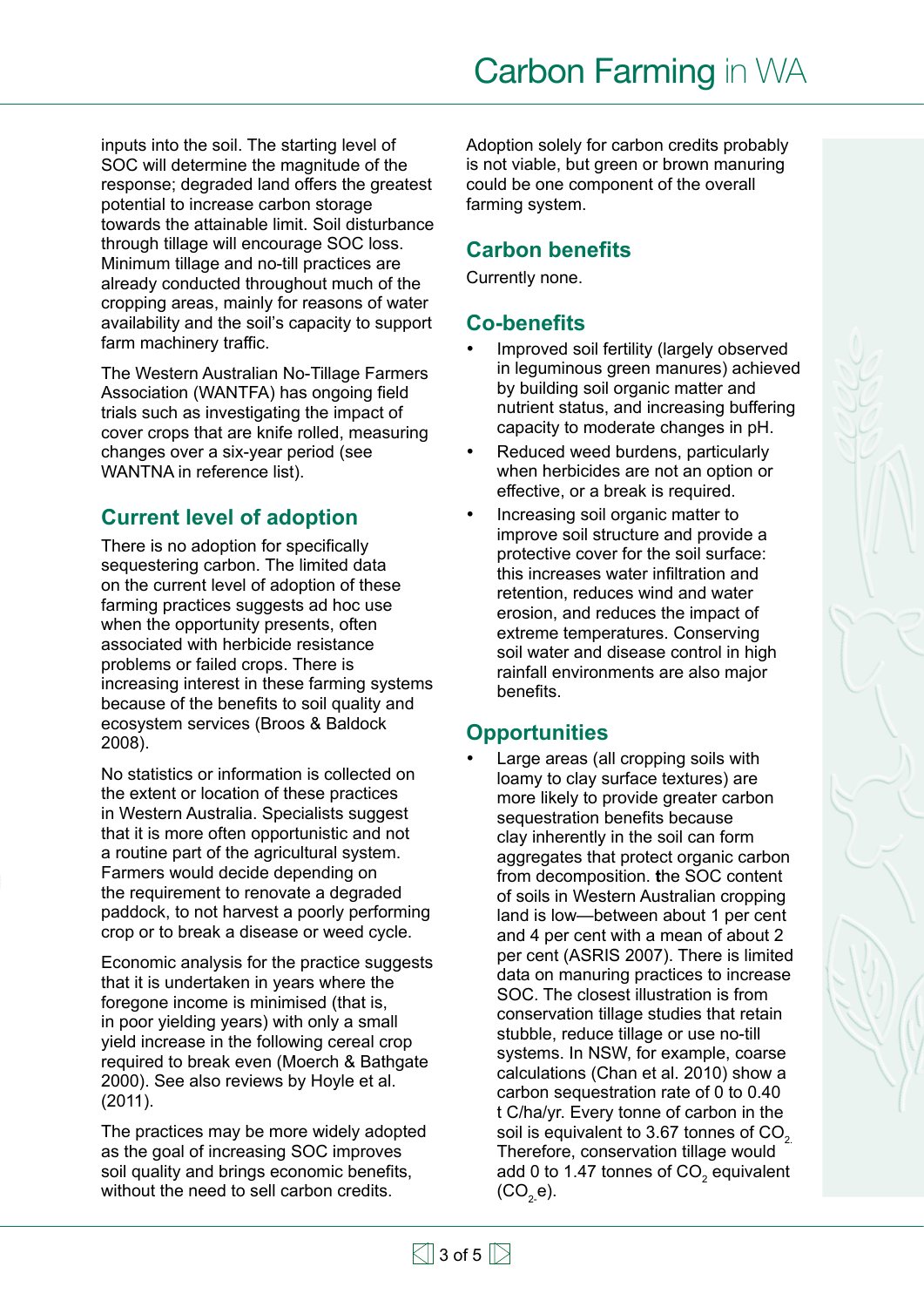inputs into the soil. The starting level of SOC will determine the magnitude of the response; degraded land offers the greatest potential to increase carbon storage towards the attainable limit. Soil disturbance through tillage will encourage SOC loss. Minimum tillage and no-till practices are already conducted throughout much of the cropping areas, mainly for reasons of water availability and the soil's capacity to support farm machinery traffic.

The Western Australian No-Tillage Farmers Association (WANTFA) has ongoing field trials such as investigating the impact of cover crops that are knife rolled, measuring changes over a six-year period (see WANTNA in reference list).

## Current level of adoption

There is no adoption for specifically sequestering carbon. The limited data on the current level of adoption of these farming practices suggests ad hoc use when the opportunity presents, often associated with herbicide resistance problems or failed crops. There is increasing interest in these farming systems because of the benefits to soil quality and ecosystem services (Broos & Baldock 2008).

No statistics or information is collected on the extent or location of these practices in Western Australia. Specialists suggest that it is more often opportunistic and not a routine part of the agricultural system. Farmers would decide depending on the requirement to renovate a degraded paddock, to not harvest a poorly performing crop or to break a disease or weed cycle.

Economic analysis for the practice suggests that it is undertaken in years where the foregone income is minimised (that is, in poor yielding years) with only a small yield increase in the following cereal crop required to break even (Moerch & Bathgate 2000). See also reviews by Hoyle et al. (2011).

The practices may be more widely adopted as the goal of increasing SOC improves soil quality and brings economic benefits, without the need to sell carbon credits.

Adoption solely for carbon credits probably is not viable, but green or brown manuring could be one component of the overall farming system.

## Carbon benefits

Currently none.

## Co-benefits

- Improved soil fertility (largely observed in leguminous green manures) achieved by building soil organic matter and nutrient status, and increasing buffering capacity to moderate changes in pH.
- Reduced weed burdens, particularly when herbicides are not an option or effective, or a break is required.
- Increasing soil organic matter to improve soil structure and provide a protective cover for the soil surface: this increases water infiltration and retention, reduces wind and water erosion, and reduces the impact of extreme temperatures. Conserving soil water and disease control in high rainfall environments are also major benefits.

## Opportunities

- Large areas (all cropping soils with loamy to clay surface textures) are more likely to provide greater carbon sequestration benefits because clay inherently in the soil can form aggregates that protect organic carbon from decomposition. the SOC content of soils in Western Australian cropping land is low—between about 1 per cent and 4 per cent with a mean of about 2 per cent (ASRIS 2007). There is limited data on manuring practices to increase SOC. The closest illustration is from conservation tillage studies that retain stubble, reduce tillage or use no-till systems. In NSW, for example, coarse calculations (Chan et al. 2010) show a carbon sequestration rate of 0 to 0.40 t C/ha/yr. Every tonne of carbon in the soil is equivalent to 3.67 tonnes of $CO_2$. Therefore, conservation tillage would add 0 to 1.47 tonnes of $CO_2$ equivalent ($CO_2$-e).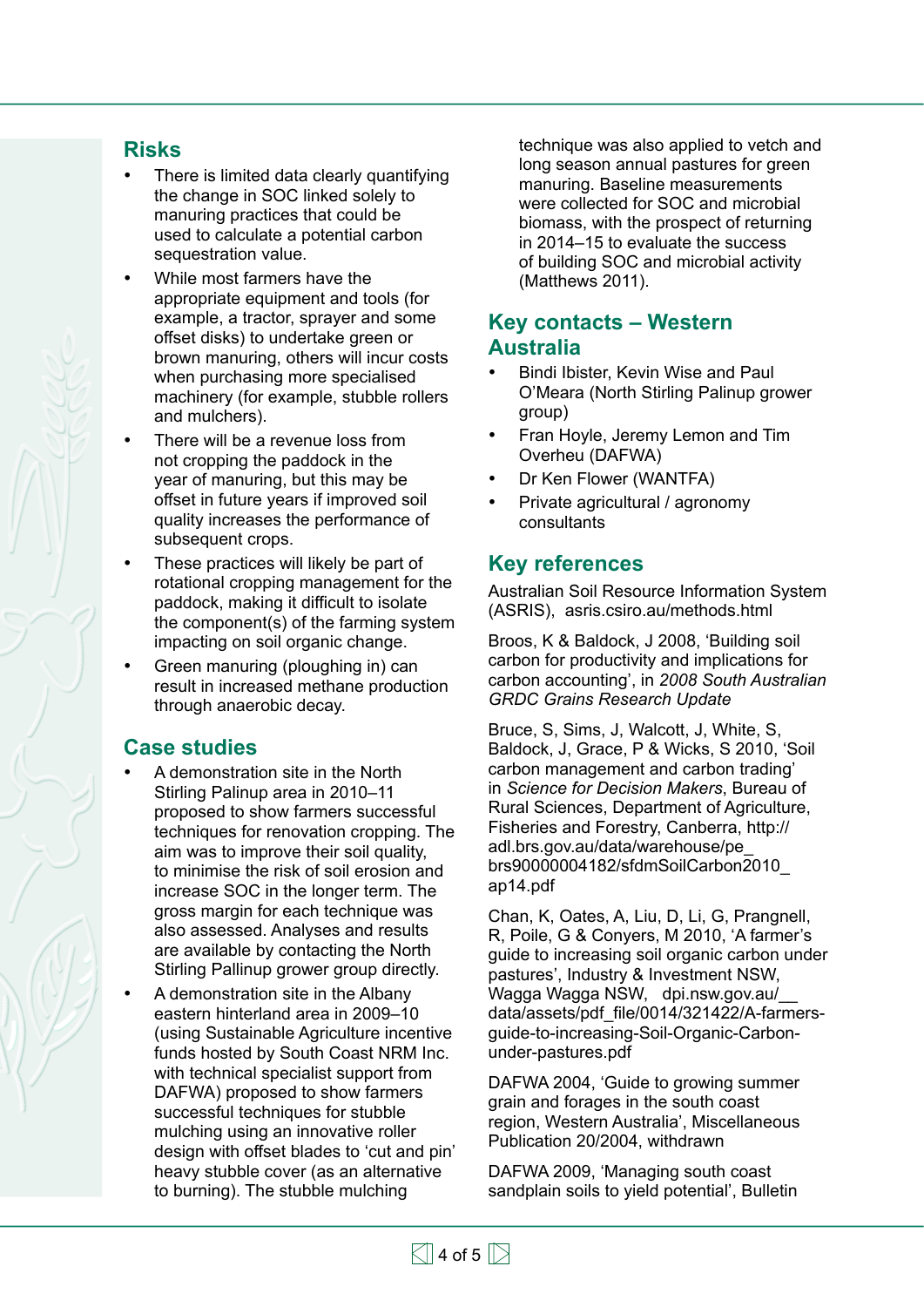## Risks

- There is limited data clearly quantifying the change in SOC linked solely to manuring practices that could be used to calculate a potential carbon sequestration value.
- While most farmers have the appropriate equipment and tools (for example, a tractor, sprayer and some offset disks) to undertake green or brown manuring, others will incur costs when purchasing more specialised machinery (for example, stubble rollers and mulchers).
- There will be a revenue loss from not cropping the paddock in the year of manuring, but this may be offset in future years if improved soil quality increases the performance of subsequent crops.
- These practices will likely be part of rotational cropping management for the paddock, making it difficult to isolate the component(s) of the farming system impacting on soil organic change.
- Green manuring (ploughing in) can result in increased methane production through anaerobic decay.

## Case studies

- A demonstration site in the North Stirling Palinup area in 2010–11 proposed to show farmers successful techniques for renovation cropping. The aim was to improve their soil quality, to minimise the risk of soil erosion and increase SOC in the longer term. The gross margin for each technique was also assessed. Analyses and results are available by contacting the North Stirling Pallinup grower group directly.
- A demonstration site in the Albany eastern hinterland area in 2009–10 (using Sustainable Agriculture incentive funds hosted by South Coast NRM Inc. with technical specialist support from DAFWA) proposed to show farmers successful techniques for stubble mulching using an innovative roller design with offset blades to 'cut and pin' heavy stubble cover (as an alternative to burning). The stubble mulching technique was also applied to vetch and long season annual pastures for green manuring. Baseline measurements were collected for SOC and microbial biomass, with the prospect of returning in 2014–15 to evaluate the success of building SOC and microbial activity (Matthews 2011).

## Key contacts – Western Australia

- Bindi Ibister, Kevin Wise and Paul O'Meara (North Stirling Palinup grower group)
- Fran Hoyle, Jeremy Lemon and Tim Overheu (DAFWA)
- Dr Ken Flower (WANTFA)
- Private agricultural / agronomy consultants

## Key references

Australian Soil Resource Information System (ASRIS), asris.csiro.au/methods.html

Broos, K & Baldock, J 2008, 'Building soil carbon for productivity and implications for carbon accounting', in *2008 South Australian GRDC Grains Research Update*

Bruce, S, Sims, J, Walcott, J, White, S, Baldock, J, Grace, P & Wicks, S 2010, 'Soil carbon management and carbon trading' in *Science for Decision Makers*, Bureau of Rural Sciences, Department of Agriculture, Fisheries and Forestry, Canberra, http://adl.brs.gov.au/data/warehouse/pe_brs90000004182/sfdmSoilCarbon2010_ap14.pdf

Chan, K, Oates, A, Liu, D, Li, G, Prangnell, R, Poile, G & Conyers, M 2010, 'A farmer's guide to increasing soil organic carbon under pastures', Industry & Investment NSW, Wagga Wagga NSW, dpi.nsw.gov.au/__data/assets/pdf_file/0014/321422/A-farmers-guide-to-increasing-Soil-Organic-Carbon-under-pastures.pdf

DAFWA 2004, 'Guide to growing summer grain and forages in the south coast region, Western Australia', Miscellaneous Publication 20/2004, withdrawn

DAFWA 2009, 'Managing south coast sandplain soils to yield potential', Bulletin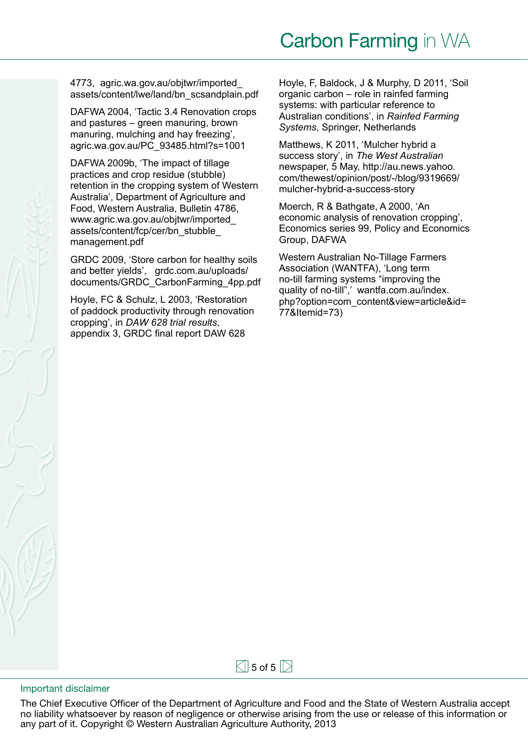4773, agric.wa.gov.au/objtwr/imported_assets/content/lwe/land/bn_scsandplain.pdf

DAFWA 2004, 'Tactic 3.4 Renovation crops and pastures – green manuring, brown manuring, mulching and hay freezing', agric.wa.gov.au/PC_93485.html?s=1001

DAFWA 2009b, 'The impact of tillage practices and crop residue (stubble) retention in the cropping system of Western Australia', Department of Agriculture and Food, Western Australia, Bulletin 4786, www.agric.wa.gov.au/objtwr/imported_assets/content/fcp/cer/bn_stubble_management.pdf

GRDC 2009, 'Store carbon for healthy soils and better yields', grdc.com.au/uploads/documents/GRDC_CarbonFarming_4pp.pdf

Hoyle, FC & Schulz, L 2003, 'Restoration of paddock productivity through renovation cropping', in *DAW 628 trial results*, appendix 3, GRDC final report DAW 628

Hoyle, F, Baldock, J & Murphy, D 2011, 'Soil organic carbon – role in rainfed farming systems: with particular reference to Australian conditions', in *Rainfed Farming Systems*, Springer, Netherlands

Matthews, K 2011, 'Mulcher hybrid a success story', in *The West Australian* newspaper, 5 May, http://au.news.yahoo.com/thewest/opinion/post/-/blog/9319669/mulcher-hybrid-a-success-story

Moerch, R & Bathgate, A 2000, 'An economic analysis of renovation cropping', Economics series 99, Policy and Economics Group, DAFWA

Western Australian No-Tillage Farmers Association (WANTFA), 'Long term no-till farming systems "improving the quality of no-till",' wantfa.com.au/index.php?option=com_content&view=article&id=77&Itemid=73)

Important disclaimer

The Chief Executive Officer of the Department of Agriculture and Food and the State of Western Australia accept no liability whatsoever by reason of negligence or otherwise arising from the use or release of this information or any part of it. Copyright © Western Australian Agriculture Authority, 2013